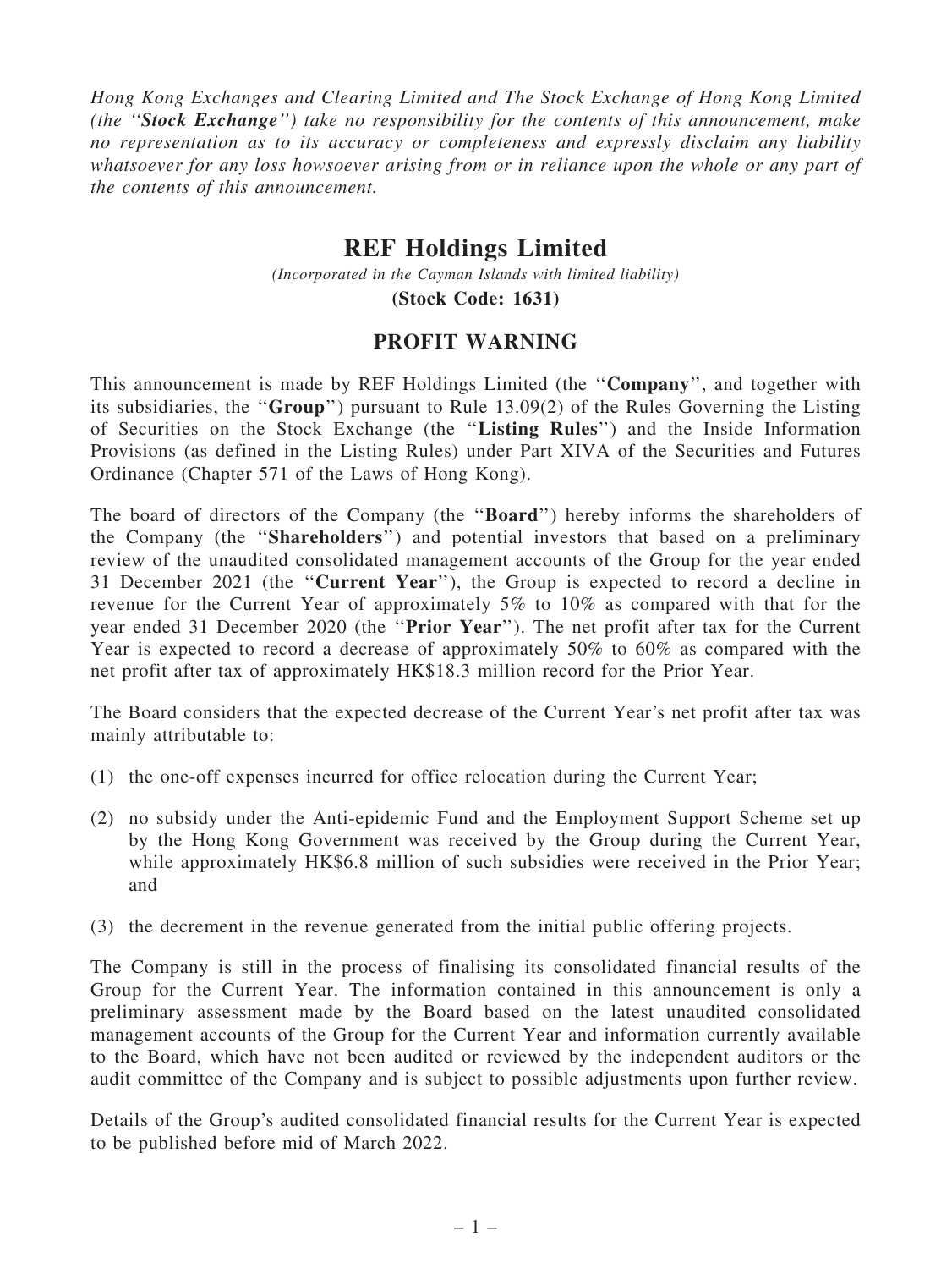*Hong Kong Exchanges and Clearing Limited and The Stock Exchange of Hong Kong Limited (the ''**Stock Exchange**'') take no responsibility for the contents of this announcement, make no representation as to its accuracy or completeness and expressly disclaim any liability whatsoever for any loss howsoever arising from or in reliance upon the whole or any part of the contents of this announcement.*

# REF Holdings Limited

*(Incorporated in the Cayman Islands with limited liability)*

**(Stock Code: 1631)**

## PROFIT WARNING

This announcement is made by REF Holdings Limited (the ''**Company**'', and together with its subsidiaries, the ''**Group**'') pursuant to Rule 13.09(2) of the Rules Governing the Listing of Securities on the Stock Exchange (the ''**Listing Rules**'') and the Inside Information Provisions (as defined in the Listing Rules) under Part XIVA of the Securities and Futures Ordinance (Chapter 571 of the Laws of Hong Kong).

The board of directors of the Company (the ''**Board**'') hereby informs the shareholders of the Company (the ''**Shareholders**'') and potential investors that based on a preliminary review of the unaudited consolidated management accounts of the Group for the year ended 31 December 2021 (the ''**Current Year**''), the Group is expected to record a decline in revenue for the Current Year of approximately 5% to 10% as compared with that for the year ended 31 December 2020 (the ''**Prior Year**''). The net profit after tax for the Current Year is expected to record a decrease of approximately 50% to 60% as compared with the net profit after tax of approximately HK$18.3 million record for the Prior Year.

The Board considers that the expected decrease of the Current Year's net profit after tax was mainly attributable to:

(1) the one-off expenses incurred for office relocation during the Current Year;

(2) no subsidy under the Anti-epidemic Fund and the Employment Support Scheme set up by the Hong Kong Government was received by the Group during the Current Year, while approximately HK$6.8 million of such subsidies were received in the Prior Year; and

(3) the decrement in the revenue generated from the initial public offering projects.

The Company is still in the process of finalising its consolidated financial results of the Group for the Current Year. The information contained in this announcement is only a preliminary assessment made by the Board based on the latest unaudited consolidated management accounts of the Group for the Current Year and information currently available to the Board, which have not been audited or reviewed by the independent auditors or the audit committee of the Company and is subject to possible adjustments upon further review.

Details of the Group's audited consolidated financial results for the Current Year is expected to be published before mid of March 2022.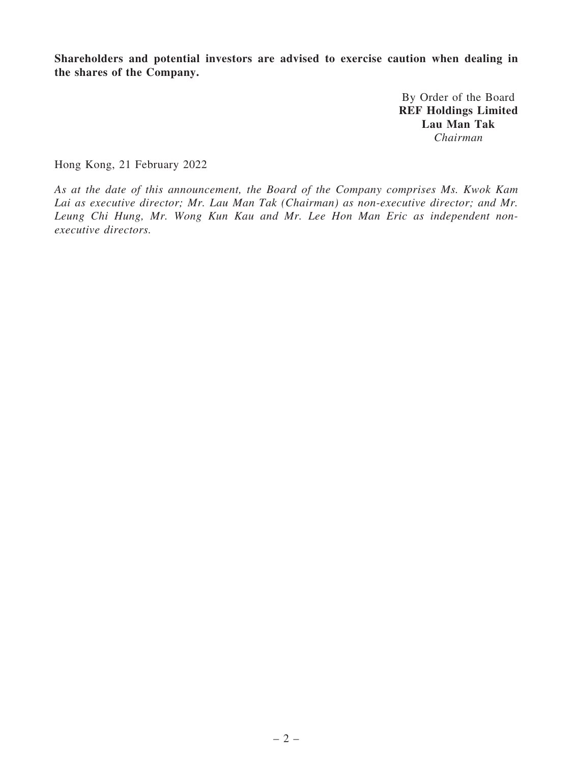**Shareholders and potential investors are advised to exercise caution when dealing in the shares of the Company.**

By Order of the Board
**REF Holdings Limited**
**Lau Man Tak**
*Chairman*

Hong Kong, 21 February 2022

*As at the date of this announcement, the Board of the Company comprises Ms. Kwok Kam Lai as executive director; Mr. Lau Man Tak (Chairman) as non-executive director; and Mr. Leung Chi Hung, Mr. Wong Kun Kau and Mr. Lee Hon Man Eric as independent non-executive directors.*